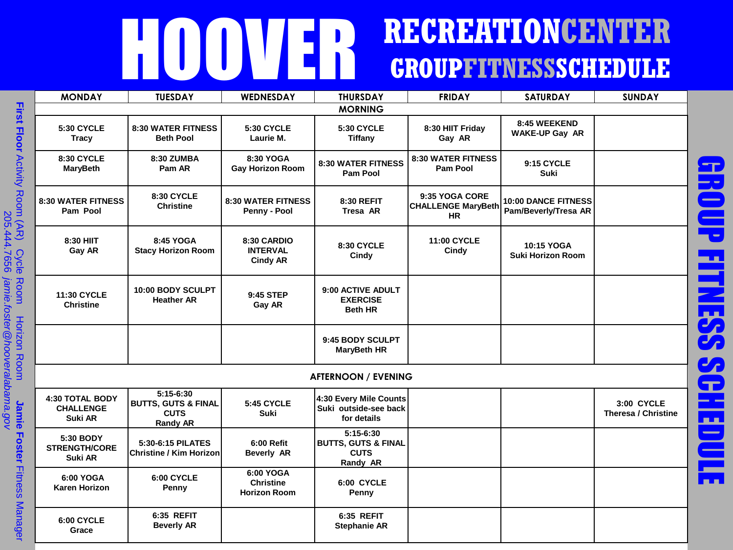# HOOVER RECREATIONCENTER GROUPFITNESSSCHEDULE

| MONDAY | TUESDAY | WEDNESDAY | THURSDAY | FRIDAY | SATURDAY | SUNDAY |
|---|---|---|---|---|---|---|
| **MORNING** | | | | | | |
| 5:30 CYCLE Tracy | 8:30 WATER FITNESS Beth Pool | 5:30 CYCLE Laurie M. | 5:30 CYCLE Tiffany | 8:30 HIIT Friday Gay AR | 8:45 WEEKEND WAKE-UP Gay AR | |
| 8:30 CYCLE MaryBeth | 8:30 ZUMBA Pam AR | 8:30 YOGA Gay Horizon Room | 8:30 WATER FITNESS Pam Pool | 8:30 WATER FITNESS Pam Pool | 9:15 CYCLE Suki | |
| 8:30 WATER FITNESS Pam Pool | 8:30 CYCLE Christine | 8:30 WATER FITNESS Penny - Pool | 8:30 REFIT Tresa AR | 9:35 YOGA CORE CHALLENGE MaryBeth HR | 10:00 DANCE FITNESS Pam/Beverly/Tresa AR | |
| 8:30 HIIT Gay AR | 8:45 YOGA Stacy Horizon Room | 8:30 CARDIO INTERVAL Cindy AR | 8:30 CYCLE Cindy | 11:00 CYCLE Cindy | 10:15 YOGA Suki Horizon Room | |
| 11:30 CYCLE Christine | 10:00 BODY SCULPT Heather AR | 9:45 STEP Gay AR | 9:00 ACTIVE ADULT EXERCISE Beth HR | | | |
| | | | 9:45 BODY SCULPT MaryBeth HR | | | |
| **AFTERNOON / EVENING** | | | | | | |
| 4:30 TOTAL BODY CHALLENGE Suki AR | 5:15-6:30 BUTTS, GUTS & FINAL CUTS Randy AR | 5:45 CYCLE Suki | 4:30 Every Mile Counts Suki outside-see back for details | | | 3:00 CYCLE Theresa / Christine |
| 5:30 BODY STRENGTH/CORE Suki AR | 5:30-6:15 PILATES Christine / Kim Horizon | 6:00 Refit Beverly AR | 5:15-6:30 BUTTS, GUTS & FINAL CUTS Randy AR | | | |
| 6:00 YOGA Karen Horizon | 6:00 CYCLE Penny | 6:00 YOGA Christine Horizon Room | 6:00 CYCLE Penny | | | |
| 6:00 CYCLE Grace | 6:35 REFIT Beverly AR | | 6:35 REFIT Stephanie AR | | | |

**First Floor** Activity Room (AR) Cycle Room Horizon Room

**Jamie Foster** Fitness Manager 205.444.7656 *jamie.foster@hooveralabama.gov*

GROUP FITNESS SCHEDULE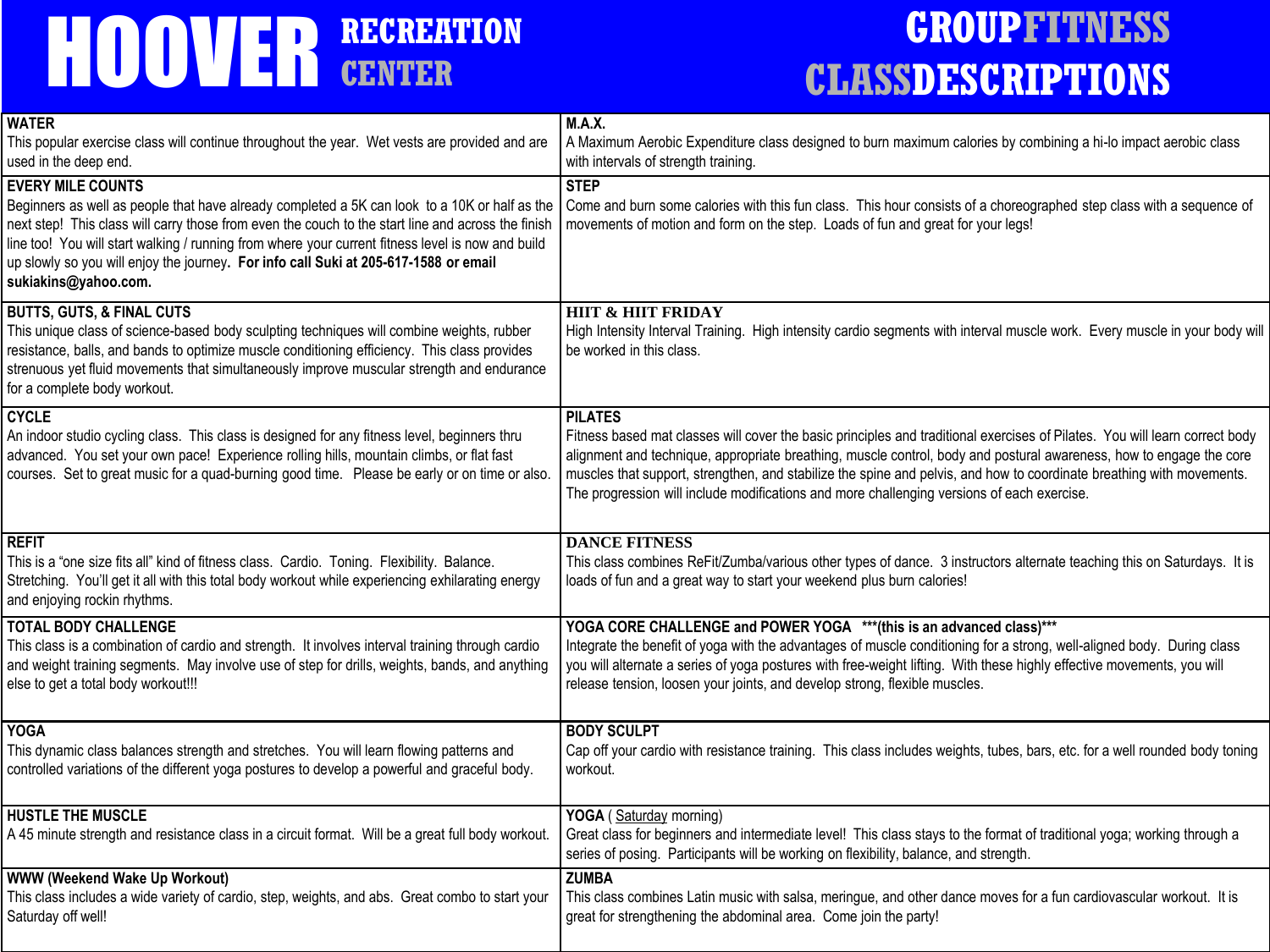# HOOVER RECREATION CENTER

# GROUP FITNESS CLASS DESCRIPTIONS

**WATER**
This popular exercise class will continue throughout the year. Wet vests are provided and are used in the deep end.

**EVERY MILE COUNTS**
Beginners as well as people that have already completed a 5K can look to a 10K or half as the next step! This class will carry those from even the couch to the start line and across the finish line too! You will start walking / running from where your current fitness level is now and build up slowly so you will enjoy the journey**. For info call Suki at 205-617-1588 or email sukiakins@yahoo.com.**

**BUTTS, GUTS, & FINAL CUTS**
This unique class of science-based body sculpting techniques will combine weights, rubber resistance, balls, and bands to optimize muscle conditioning efficiency. This class provides strenuous yet fluid movements that simultaneously improve muscular strength and endurance for a complete body workout.

**CYCLE**
An indoor studio cycling class. This class is designed for any fitness level, beginners thru advanced. You set your own pace! Experience rolling hills, mountain climbs, or flat fast courses. Set to great music for a quad-burning good time. Please be early or on time or also.

**REFIT**
This is a "one size fits all" kind of fitness class. Cardio. Toning. Flexibility. Balance. Stretching. You'll get it all with this total body workout while experiencing exhilarating energy and enjoying rockin rhythms.

**TOTAL BODY CHALLENGE**
This class is a combination of cardio and strength. It involves interval training through cardio and weight training segments. May involve use of step for drills, weights, bands, and anything else to get a total body workout!!!

**YOGA**
This dynamic class balances strength and stretches. You will learn flowing patterns and controlled variations of the different yoga postures to develop a powerful and graceful body.

**HUSTLE THE MUSCLE**
A 45 minute strength and resistance class in a circuit format. Will be a great full body workout.

**WWW (Weekend Wake Up Workout)**
This class includes a wide variety of cardio, step, weights, and abs. Great combo to start your Saturday off well!

**M.A.X.**
A Maximum Aerobic Expenditure class designed to burn maximum calories by combining a hi-lo impact aerobic class with intervals of strength training.

**STEP**
Come and burn some calories with this fun class. This hour consists of a choreographed step class with a sequence of movements of motion and form on the step. Loads of fun and great for your legs!

**HIIT & HIIT FRIDAY**
High Intensity Interval Training. High intensity cardio segments with interval muscle work. Every muscle in your body will be worked in this class.

**PILATES**
Fitness based mat classes will cover the basic principles and traditional exercises of Pilates. You will learn correct body alignment and technique, appropriate breathing, muscle control, body and postural awareness, how to engage the core muscles that support, strengthen, and stabilize the spine and pelvis, and how to coordinate breathing with movements. The progression will include modifications and more challenging versions of each exercise.

**DANCE FITNESS**
This class combines ReFit/Zumba/various other types of dance. 3 instructors alternate teaching this on Saturdays. It is loads of fun and a great way to start your weekend plus burn calories!

**YOGA CORE CHALLENGE and POWER YOGA \*\*\*(this is an advanced class)\*\*\***
Integrate the benefit of yoga with the advantages of muscle conditioning for a strong, well-aligned body. During class you will alternate a series of yoga postures with free-weight lifting. With these highly effective movements, you will release tension, loosen your joints, and develop strong, flexible muscles.

**BODY SCULPT**
Cap off your cardio with resistance training. This class includes weights, tubes, bars, etc. for a well rounded body toning workout.

**YOGA** ( Saturday morning)
Great class for beginners and intermediate level! This class stays to the format of traditional yoga; working through a series of posing. Participants will be working on flexibility, balance, and strength.

**ZUMBA**
This class combines Latin music with salsa, meringue, and other dance moves for a fun cardiovascular workout. It is great for strengthening the abdominal area. Come join the party!